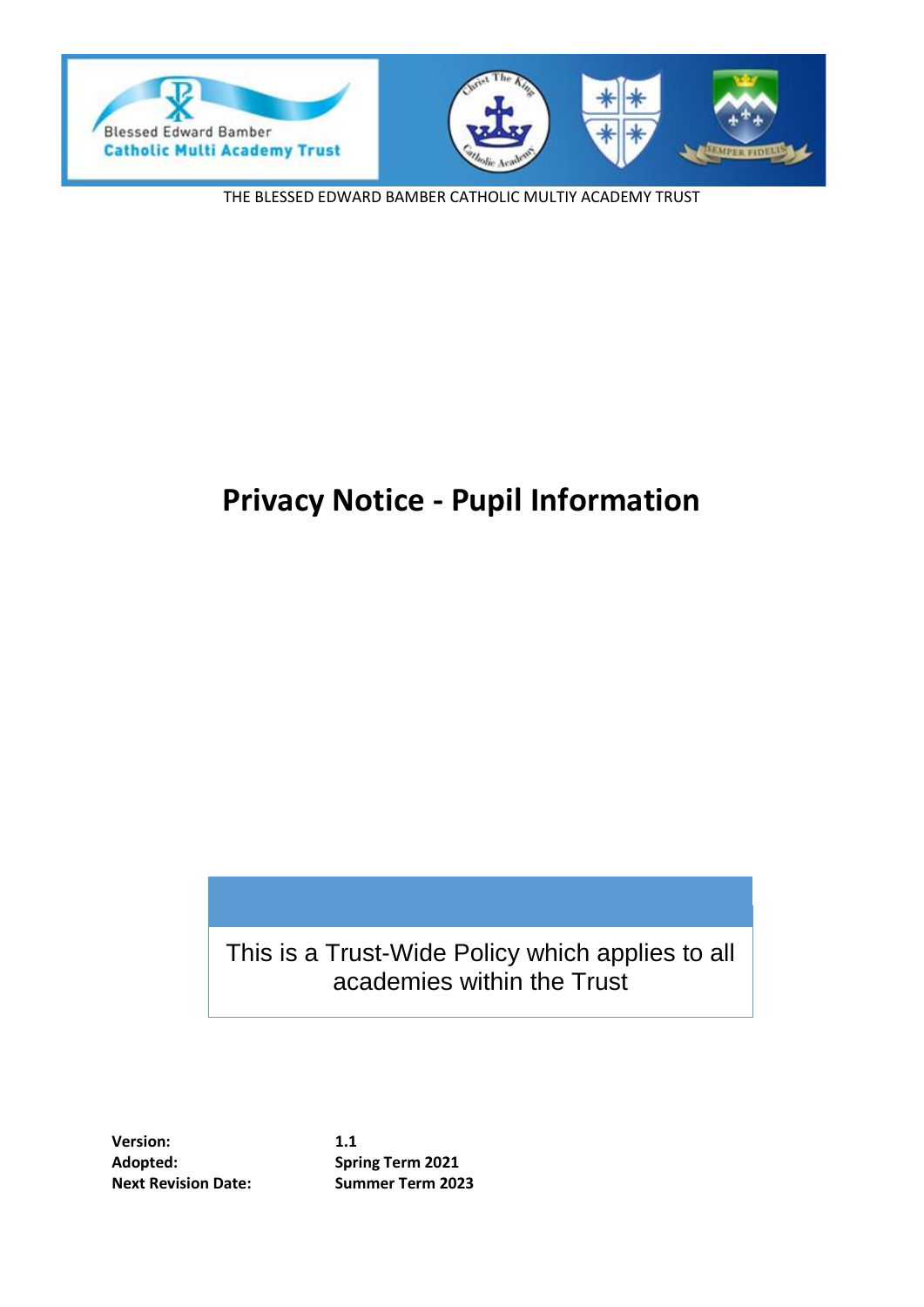Blessed Edward Bamber
Catholic Multi Academy Trust

THE BLESSED EDWARD BAMBER CATHOLIC MULTIY ACADEMY TRUST

# Privacy Notice - Pupil Information

This is a Trust-Wide Policy which applies to all academies within the Trust

| | |
|---|---|
| **Version:** | **1.1** |
| **Adopted:** | **Spring Term 2021** |
| **Next Revision Date:** | **Summer Term 2023** |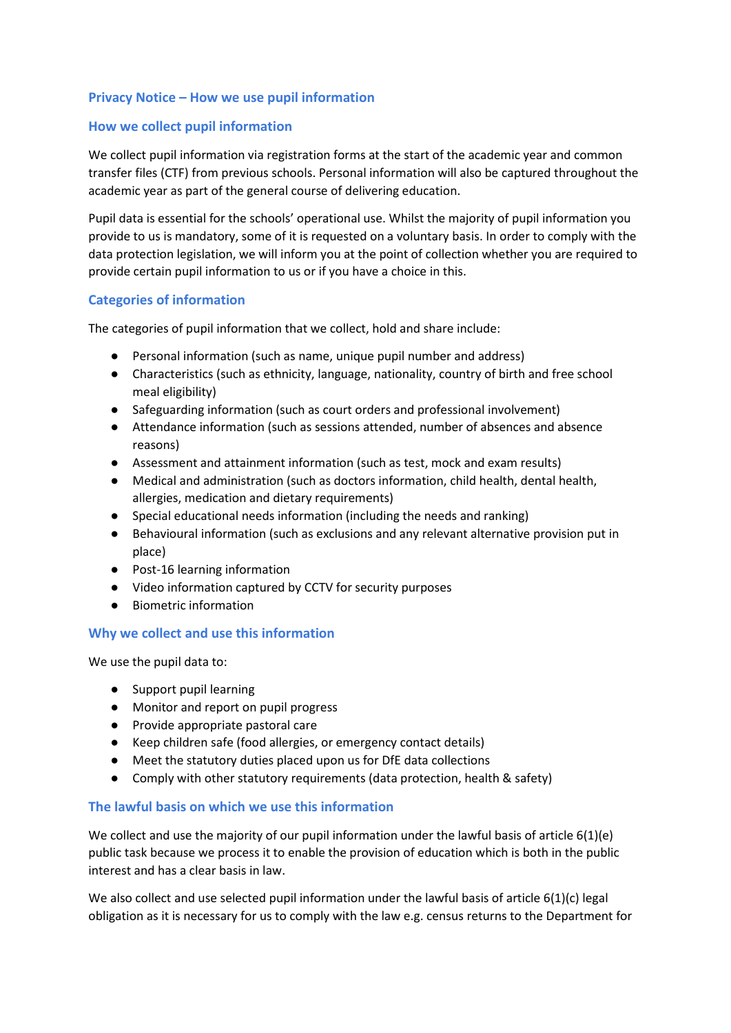## Privacy Notice – How we use pupil information

### How we collect pupil information

We collect pupil information via registration forms at the start of the academic year and common transfer files (CTF) from previous schools. Personal information will also be captured throughout the academic year as part of the general course of delivering education.

Pupil data is essential for the schools' operational use. Whilst the majority of pupil information you provide to us is mandatory, some of it is requested on a voluntary basis. In order to comply with the data protection legislation, we will inform you at the point of collection whether you are required to provide certain pupil information to us or if you have a choice in this.

### Categories of information

The categories of pupil information that we collect, hold and share include:

- Personal information (such as name, unique pupil number and address)
- Characteristics (such as ethnicity, language, nationality, country of birth and free school meal eligibility)
- Safeguarding information (such as court orders and professional involvement)
- Attendance information (such as sessions attended, number of absences and absence reasons)
- Assessment and attainment information (such as test, mock and exam results)
- Medical and administration (such as doctors information, child health, dental health, allergies, medication and dietary requirements)
- Special educational needs information (including the needs and ranking)
- Behavioural information (such as exclusions and any relevant alternative provision put in place)
- Post-16 learning information
- Video information captured by CCTV for security purposes
- Biometric information

### Why we collect and use this information

We use the pupil data to:

- Support pupil learning
- Monitor and report on pupil progress
- Provide appropriate pastoral care
- Keep children safe (food allergies, or emergency contact details)
- Meet the statutory duties placed upon us for DfE data collections
- Comply with other statutory requirements (data protection, health & safety)

### The lawful basis on which we use this information

We collect and use the majority of our pupil information under the lawful basis of article 6(1)(e) public task because we process it to enable the provision of education which is both in the public interest and has a clear basis in law.

We also collect and use selected pupil information under the lawful basis of article 6(1)(c) legal obligation as it is necessary for us to comply with the law e.g. census returns to the Department for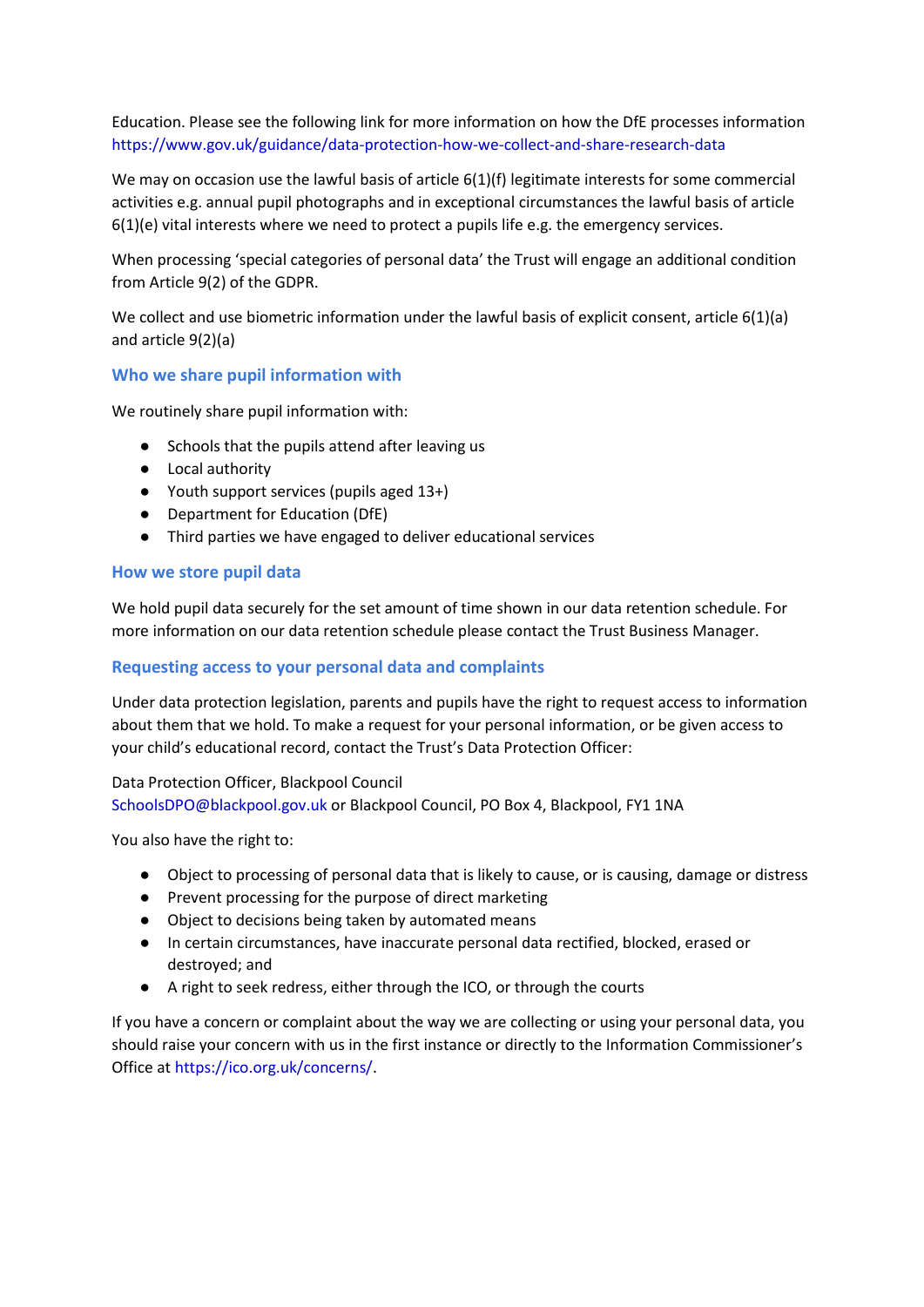Education. Please see the following link for more information on how the DfE processes information https://www.gov.uk/guidance/data-protection-how-we-collect-and-share-research-data

We may on occasion use the lawful basis of article 6(1)(f) legitimate interests for some commercial activities e.g. annual pupil photographs and in exceptional circumstances the lawful basis of article 6(1)(e) vital interests where we need to protect a pupils life e.g. the emergency services.

When processing 'special categories of personal data' the Trust will engage an additional condition from Article 9(2) of the GDPR.

We collect and use biometric information under the lawful basis of explicit consent, article 6(1)(a) and article 9(2)(a)

## Who we share pupil information with

We routinely share pupil information with:

- Schools that the pupils attend after leaving us
- Local authority
- Youth support services (pupils aged 13+)
- Department for Education (DfE)
- Third parties we have engaged to deliver educational services

## How we store pupil data

We hold pupil data securely for the set amount of time shown in our data retention schedule. For more information on our data retention schedule please contact the Trust Business Manager.

## Requesting access to your personal data and complaints

Under data protection legislation, parents and pupils have the right to request access to information about them that we hold. To make a request for your personal information, or be given access to your child's educational record, contact the Trust's Data Protection Officer:

Data Protection Officer, Blackpool Council
SchoolsDPO@blackpool.gov.uk or Blackpool Council, PO Box 4, Blackpool, FY1 1NA

You also have the right to:

- Object to processing of personal data that is likely to cause, or is causing, damage or distress
- Prevent processing for the purpose of direct marketing
- Object to decisions being taken by automated means
- In certain circumstances, have inaccurate personal data rectified, blocked, erased or destroyed; and
- A right to seek redress, either through the ICO, or through the courts

If you have a concern or complaint about the way we are collecting or using your personal data, you should raise your concern with us in the first instance or directly to the Information Commissioner's Office at https://ico.org.uk/concerns/.